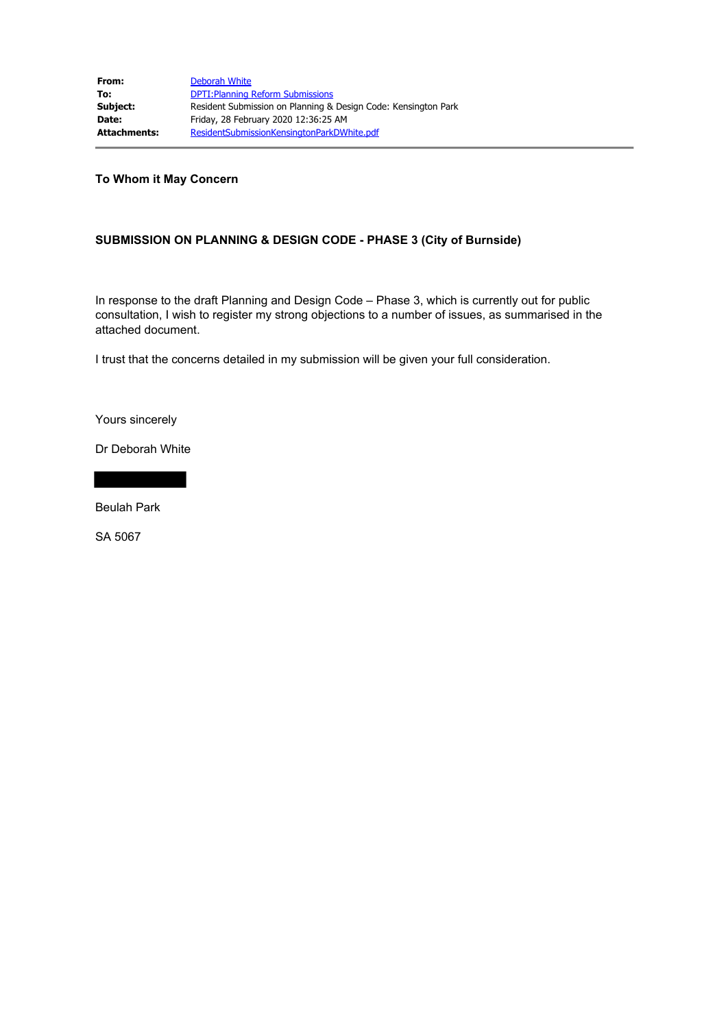| | |
|---|---|
| **From:** | Deborah White |
| **To:** | DPTI:Planning Reform Submissions |
| **Subject:** | Resident Submission on Planning & Design Code: Kensington Park |
| **Date:** | Friday, 28 February 2020 12:36:25 AM |
| **Attachments:** | ResidentSubmissionKensingtonParkDWhite.pdf |

---

**To Whom it May Concern**

**SUBMISSION ON PLANNING & DESIGN CODE - PHASE 3 (City of Burnside)**

In response to the draft Planning and Design Code – Phase 3, which is currently out for public consultation, I wish to register my strong objections to a number of issues, as summarised in the attached document.

I trust that the concerns detailed in my submission will be given your full consideration.

Yours sincerely

Dr Deborah White

Beulah Park

SA 5067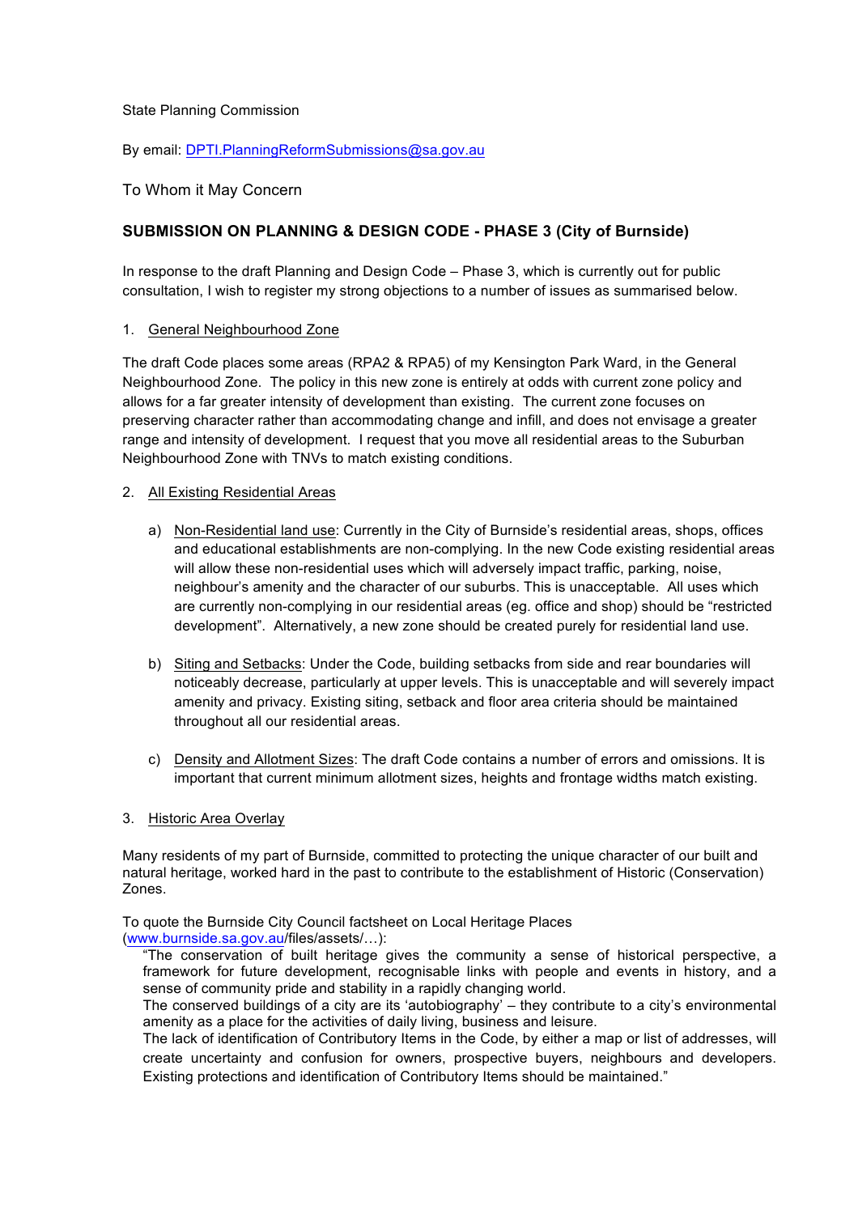State Planning Commission

By email: DPTI.PlanningReformSubmissions@sa.gov.au

To Whom it May Concern

## SUBMISSION ON PLANNING & DESIGN CODE - PHASE 3 (City of Burnside)

In response to the draft Planning and Design Code – Phase 3, which is currently out for public consultation, I wish to register my strong objections to a number of issues as summarised below.

1. <u>General Neighbourhood Zone</u>

The draft Code places some areas (RPA2 & RPA5) of my Kensington Park Ward, in the General Neighbourhood Zone. The policy in this new zone is entirely at odds with current zone policy and allows for a far greater intensity of development than existing. The current zone focuses on preserving character rather than accommodating change and infill, and does not envisage a greater range and intensity of development. I request that you move all residential areas to the Suburban Neighbourhood Zone with TNVs to match existing conditions.

2. <u>All Existing Residential Areas</u>

   a) <u>Non-Residential land use</u>: Currently in the City of Burnside's residential areas, shops, offices and educational establishments are non-complying. In the new Code existing residential areas will allow these non-residential uses which will adversely impact traffic, parking, noise, neighbour's amenity and the character of our suburbs. This is unacceptable. All uses which are currently non-complying in our residential areas (eg. office and shop) should be "restricted development". Alternatively, a new zone should be created purely for residential land use.

   b) <u>Siting and Setbacks</u>: Under the Code, building setbacks from side and rear boundaries will noticeably decrease, particularly at upper levels. This is unacceptable and will severely impact amenity and privacy. Existing siting, setback and floor area criteria should be maintained throughout all our residential areas.

   c) <u>Density and Allotment Sizes</u>: The draft Code contains a number of errors and omissions. It is important that current minimum allotment sizes, heights and frontage widths match existing.

3. <u>Historic Area Overlay</u>

Many residents of my part of Burnside, committed to protecting the unique character of our built and natural heritage, worked hard in the past to contribute to the establishment of Historic (Conservation) Zones.

To quote the Burnside City Council factsheet on Local Heritage Places (www.burnside.sa.gov.au/files/assets/…):

> "The conservation of built heritage gives the community a sense of historical perspective, a framework for future development, recognisable links with people and events in history, and a sense of community pride and stability in a rapidly changing world.
>
> The conserved buildings of a city are its 'autobiography' – they contribute to a city's environmental amenity as a place for the activities of daily living, business and leisure.
>
> The lack of identification of Contributory Items in the Code, by either a map or list of addresses, will create uncertainty and confusion for owners, prospective buyers, neighbours and developers. Existing protections and identification of Contributory Items should be maintained."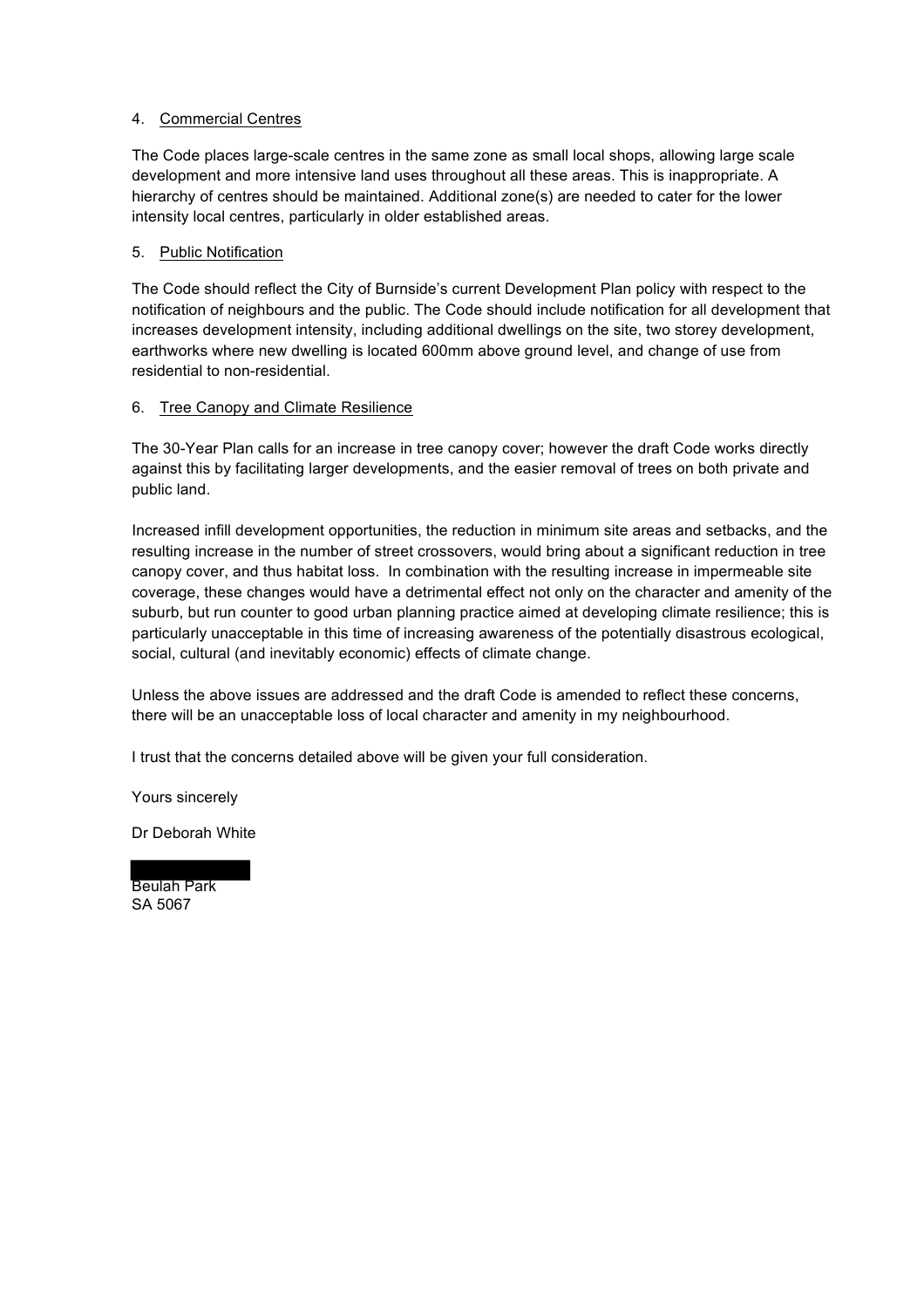4. Commercial Centres

The Code places large-scale centres in the same zone as small local shops, allowing large scale development and more intensive land uses throughout all these areas. This is inappropriate. A hierarchy of centres should be maintained. Additional zone(s) are needed to cater for the lower intensity local centres, particularly in older established areas.

5. Public Notification

The Code should reflect the City of Burnside's current Development Plan policy with respect to the notification of neighbours and the public. The Code should include notification for all development that increases development intensity, including additional dwellings on the site, two storey development, earthworks where new dwelling is located 600mm above ground level, and change of use from residential to non-residential.

6. Tree Canopy and Climate Resilience

The 30-Year Plan calls for an increase in tree canopy cover; however the draft Code works directly against this by facilitating larger developments, and the easier removal of trees on both private and public land.

Increased infill development opportunities, the reduction in minimum site areas and setbacks, and the resulting increase in the number of street crossovers, would bring about a significant reduction in tree canopy cover, and thus habitat loss. In combination with the resulting increase in impermeable site coverage, these changes would have a detrimental effect not only on the character and amenity of the suburb, but run counter to good urban planning practice aimed at developing climate resilience; this is particularly unacceptable in this time of increasing awareness of the potentially disastrous ecological, social, cultural (and inevitably economic) effects of climate change.

Unless the above issues are addressed and the draft Code is amended to reflect these concerns, there will be an unacceptable loss of local character and amenity in my neighbourhood.

I trust that the concerns detailed above will be given your full consideration.

Yours sincerely

Dr Deborah White

Beulah Park
SA 5067